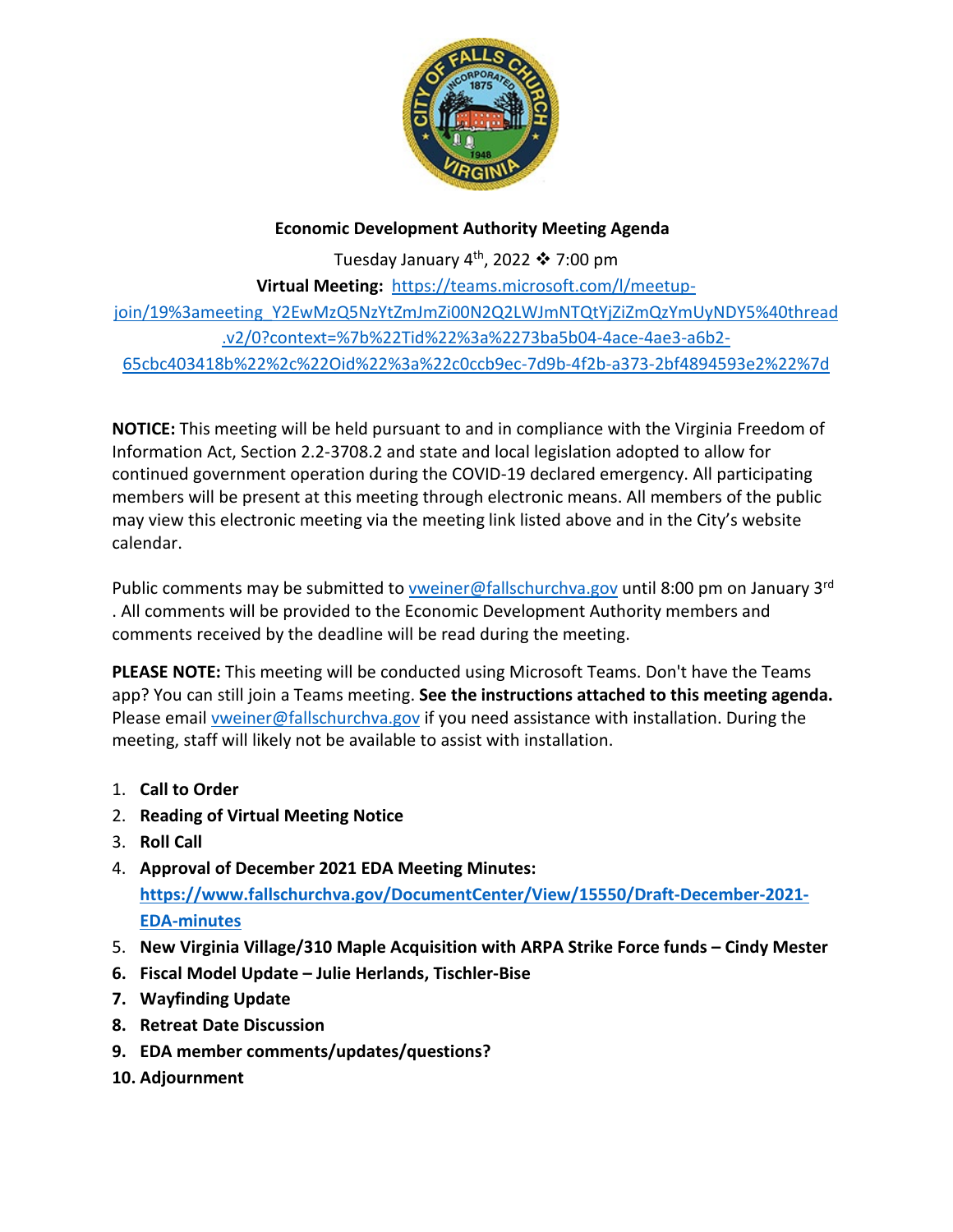**Economic Development Authority Meeting Agenda**

Tuesday January 4th, 2022 ❖ 7:00 pm

**Virtual Meeting:** [https://teams.microsoft.com/l/meetup-join/19%3ameeting_Y2EwMzQ5NzYtZmJmZi00N2Q2LWJmNTQtYjZiZmQzYmUyNDY5%40thread.v2/0?context=%7b%22Tid%22%3a%2273ba5b04-4ace-4ae3-a6b2-65cbc403418b%22%2c%22Oid%22%3a%22c0ccb9ec-7d9b-4f2b-a373-2bf4894593e2%22%7d](https://teams.microsoft.com/l/meetup-join/19%3ameeting_Y2EwMzQ5NzYtZmJmZi00N2Q2LWJmNTQtYjZiZmQzYmUyNDY5%40thread.v2/0?context=%7b%22Tid%22%3a%2273ba5b04-4ace-4ae3-a6b2-65cbc403418b%22%2c%22Oid%22%3a%22c0ccb9ec-7d9b-4f2b-a373-2bf4894593e2%22%7d)

**NOTICE:** This meeting will be held pursuant to and in compliance with the Virginia Freedom of Information Act, Section 2.2-3708.2 and state and local legislation adopted to allow for continued government operation during the COVID-19 declared emergency. All participating members will be present at this meeting through electronic means. All members of the public may view this electronic meeting via the meeting link listed above and in the City's website calendar.

Public comments may be submitted to vweiner@fallschurchva.gov until 8:00 pm on January 3rd. All comments will be provided to the Economic Development Authority members and comments received by the deadline will be read during the meeting.

**PLEASE NOTE:** This meeting will be conducted using Microsoft Teams. Don't have the Teams app? You can still join a Teams meeting. **See the instructions attached to this meeting agenda.** Please email vweiner@fallschurchva.gov if you need assistance with installation. During the meeting, staff will likely not be available to assist with installation.

1. **Call to Order**
2. **Reading of Virtual Meeting Notice**
3. **Roll Call**
4. **Approval of December 2021 EDA Meeting Minutes:** **https://www.fallschurchva.gov/DocumentCenter/View/15550/Draft-December-2021-EDA-minutes**
5. **New Virginia Village/310 Maple Acquisition with ARPA Strike Force funds – Cindy Mester**
6. **Fiscal Model Update – Julie Herlands, Tischler-Bise**
7. **Wayfinding Update**
8. **Retreat Date Discussion**
9. **EDA member comments/updates/questions?**
10. **Adjournment**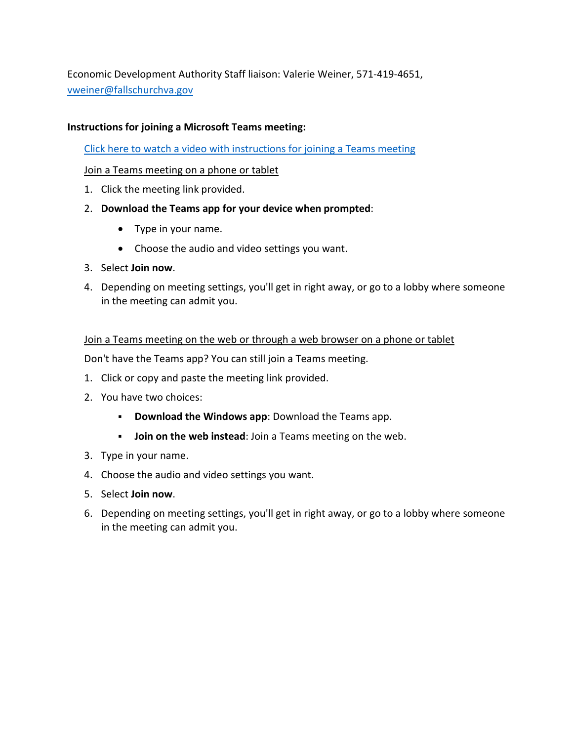Economic Development Authority Staff liaison: Valerie Weiner, 571-419-4651, vweiner@fallschurchva.gov

**Instructions for joining a Microsoft Teams meeting:**

Click here to watch a video with instructions for joining a Teams meeting

Join a Teams meeting on a phone or tablet

1. Click the meeting link provided.
2. **Download the Teams app for your device when prompted**:
   - Type in your name.
   - Choose the audio and video settings you want.
3. Select **Join now**.
4. Depending on meeting settings, you'll get in right away, or go to a lobby where someone in the meeting can admit you.

Join a Teams meeting on the web or through a web browser on a phone or tablet

Don't have the Teams app? You can still join a Teams meeting.

1. Click or copy and paste the meeting link provided.
2. You have two choices:
   - **Download the Windows app**: Download the Teams app.
   - **Join on the web instead**: Join a Teams meeting on the web.
3. Type in your name.
4. Choose the audio and video settings you want.
5. Select **Join now**.
6. Depending on meeting settings, you'll get in right away, or go to a lobby where someone in the meeting can admit you.